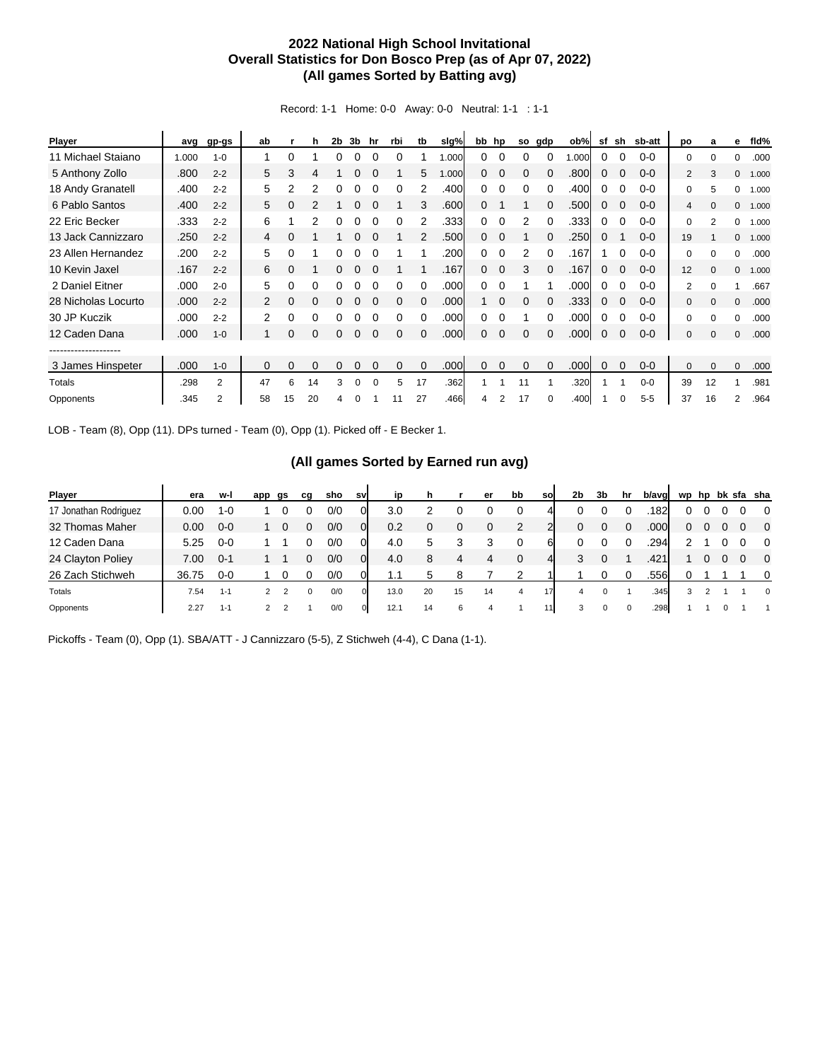**2022 National High School Invitational**
**Overall Statistics for Don Bosco Prep (as of Apr 07, 2022)**
**(All games Sorted by Batting avg)**

Record: 1-1 Home: 0-0 Away: 0-0 Neutral: 1-1 : 1-1

| Player | avg | gp-gs | ab | r | h | 2b | 3b | hr | rbi | tb | slg% | bb | hp | so | gdp | ob% | sf | sh | sb-att | po | a | e | fld% |
|---|---|---|---|---|---|---|---|---|---|---|---|---|---|---|---|---|---|---|---|---|---|---|---|
| 11 Michael Staiano | 1.000 | 1-0 | 1 | 0 | 1 | 0 | 0 | 0 | 0 | 1 | 1.000 | 0 | 0 | 0 | 0 | 1.000 | 0 | 0 | 0-0 | 0 | 0 | 0 | .000 |
| 5 Anthony Zollo | .800 | 2-2 | 5 | 3 | 4 | 1 | 0 | 0 | 1 | 5 | 1.000 | 0 | 0 | 0 | 0 | .800 | 0 | 0 | 0-0 | 2 | 3 | 0 | 1.000 |
| 18 Andy Granatell | .400 | 2-2 | 5 | 2 | 2 | 0 | 0 | 0 | 0 | 2 | .400 | 0 | 0 | 0 | 0 | .400 | 0 | 0 | 0-0 | 0 | 5 | 0 | 1.000 |
| 6 Pablo Santos | .400 | 2-2 | 5 | 0 | 2 | 1 | 0 | 0 | 1 | 3 | .600 | 0 | 1 | 1 | 0 | .500 | 0 | 0 | 0-0 | 4 | 0 | 0 | 1.000 |
| 22 Eric Becker | .333 | 2-2 | 6 | 1 | 2 | 0 | 0 | 0 | 0 | 2 | .333 | 0 | 0 | 2 | 0 | .333 | 0 | 0 | 0-0 | 0 | 2 | 0 | 1.000 |
| 13 Jack Cannizzaro | .250 | 2-2 | 4 | 0 | 1 | 1 | 0 | 0 | 1 | 2 | .500 | 0 | 0 | 1 | 0 | .250 | 0 | 1 | 0-0 | 19 | 1 | 0 | 1.000 |
| 23 Allen Hernandez | .200 | 2-2 | 5 | 0 | 1 | 0 | 0 | 0 | 1 | 1 | .200 | 0 | 0 | 2 | 0 | .167 | 1 | 0 | 0-0 | 0 | 0 | 0 | .000 |
| 10 Kevin Jaxel | .167 | 2-2 | 6 | 0 | 1 | 0 | 0 | 0 | 1 | 1 | .167 | 0 | 0 | 3 | 0 | .167 | 0 | 0 | 0-0 | 12 | 0 | 0 | 1.000 |
| 2 Daniel Eitner | .000 | 2-0 | 5 | 0 | 0 | 0 | 0 | 0 | 0 | 0 | .000 | 0 | 0 | 1 | 1 | .000 | 0 | 0 | 0-0 | 2 | 0 | 1 | .667 |
| 28 Nicholas Locurto | .000 | 2-2 | 2 | 0 | 0 | 0 | 0 | 0 | 0 | 0 | .000 | 1 | 0 | 0 | 0 | .333 | 0 | 0 | 0-0 | 0 | 0 | 0 | .000 |
| 30 JP Kuczik | .000 | 2-2 | 2 | 0 | 0 | 0 | 0 | 0 | 0 | 0 | .000 | 0 | 0 | 1 | 0 | .000 | 0 | 0 | 0-0 | 0 | 0 | 0 | .000 |
| 12 Caden Dana | .000 | 1-0 | 1 | 0 | 0 | 0 | 0 | 0 | 0 | 0 | .000 | 0 | 0 | 0 | 0 | .000 | 0 | 0 | 0-0 | 0 | 0 | 0 | .000 |
| -------------------- | | | | | | | | | | | | | | | | | | | | | | | |
| 3 James Hinspeter | .000 | 1-0 | 0 | 0 | 0 | 0 | 0 | 0 | 0 | 0 | .000 | 0 | 0 | 0 | 0 | .000 | 0 | 0 | 0-0 | 0 | 0 | 0 | .000 |
| Totals | .298 | 2 | 47 | 6 | 14 | 3 | 0 | 0 | 5 | 17 | .362 | 1 | 1 | 11 | 1 | .320 | 1 | 1 | 0-0 | 39 | 12 | 1 | .981 |
| Opponents | .345 | 2 | 58 | 15 | 20 | 4 | 0 | 1 | 11 | 27 | .466 | 4 | 2 | 17 | 0 | .400 | 1 | 0 | 5-5 | 37 | 16 | 2 | .964 |

LOB - Team (8), Opp (11). DPs turned - Team (0), Opp (1). Picked off - E Becker 1.

**(All games Sorted by Earned run avg)**

| Player | era | w-l | app | gs | cg | sho | sv | ip | h | r | er | bb | so | 2b | 3b | hr | b/avg | wp | hp | bk | sfa | sha |
|---|---|---|---|---|---|---|---|---|---|---|---|---|---|---|---|---|---|---|---|---|---|---|
| 17 Jonathan Rodriguez | 0.00 | 1-0 | 1 | 0 | 0 | 0/0 | 0 | 3.0 | 2 | 0 | 0 | 0 | 4 | 0 | 0 | 0 | .182 | 0 | 0 | 0 | 0 | 0 |
| 32 Thomas Maher | 0.00 | 0-0 | 1 | 0 | 0 | 0/0 | 0 | 0.2 | 0 | 0 | 0 | 2 | 2 | 0 | 0 | 0 | .000 | 0 | 0 | 0 | 0 | 0 |
| 12 Caden Dana | 5.25 | 0-0 | 1 | 1 | 0 | 0/0 | 0 | 4.0 | 5 | 3 | 3 | 0 | 6 | 0 | 0 | 0 | .294 | 2 | 1 | 0 | 0 | 0 |
| 24 Clayton Poliey | 7.00 | 0-1 | 1 | 1 | 0 | 0/0 | 0 | 4.0 | 8 | 4 | 4 | 0 | 4 | 3 | 0 | 1 | .421 | 1 | 0 | 0 | 0 | 0 |
| 26 Zach Stichweh | 36.75 | 0-0 | 1 | 0 | 0 | 0/0 | 0 | 1.1 | 5 | 8 | 7 | 2 | 1 | 1 | 0 | 0 | .556 | 0 | 1 | 1 | 1 | 0 |
| Totals | 7.54 | 1-1 | 2 | 2 | 0 | 0/0 | 0 | 13.0 | 20 | 15 | 14 | 4 | 17 | 4 | 0 | 1 | .345 | 3 | 2 | 1 | 1 | 0 |
| Opponents | 2.27 | 1-1 | 2 | 2 | 1 | 0/0 | 0 | 12.1 | 14 | 6 | 4 | 1 | 11 | 3 | 0 | 0 | .298 | 1 | 1 | 0 | 1 | 1 |

Pickoffs - Team (0), Opp (1). SBA/ATT - J Cannizzaro (5-5), Z Stichweh (4-4), C Dana (1-1).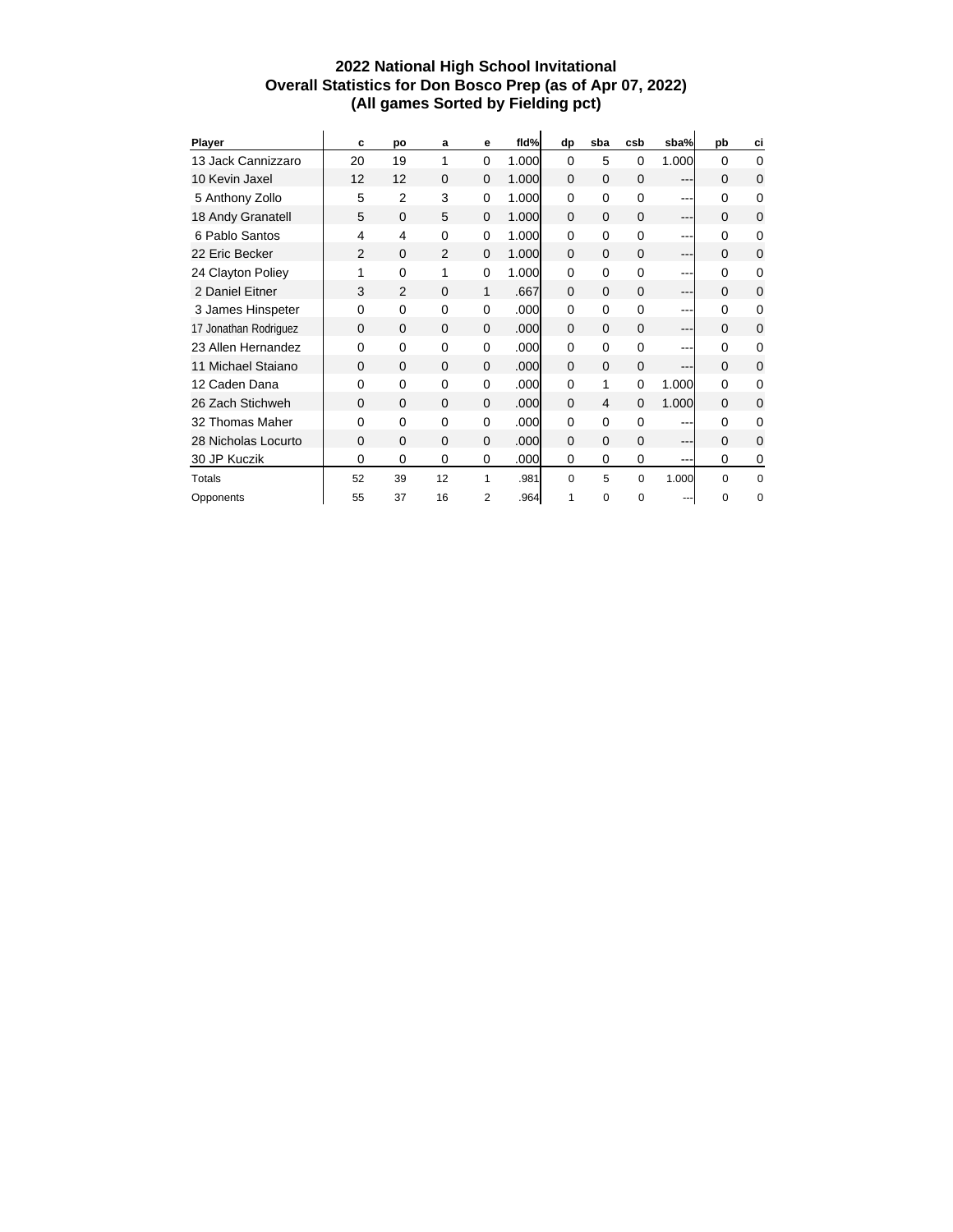**2022 National High School Invitational**
**Overall Statistics for Don Bosco Prep (as of Apr 07, 2022)**
**(All games Sorted by Fielding pct)**

| Player | c | po | a | e | fld% | dp | sba | csb | sba% | pb | ci |
|---|---|---|---|---|---|---|---|---|---|---|---|
| 13 Jack Cannizzaro | 20 | 19 | 1 | 0 | 1.000 | 0 | 5 | 0 | 1.000 | 0 | 0 |
| 10 Kevin Jaxel | 12 | 12 | 0 | 0 | 1.000 | 0 | 0 | 0 | --- | 0 | 0 |
| 5 Anthony Zollo | 5 | 2 | 3 | 0 | 1.000 | 0 | 0 | 0 | --- | 0 | 0 |
| 18 Andy Granatell | 5 | 0 | 5 | 0 | 1.000 | 0 | 0 | 0 | --- | 0 | 0 |
| 6 Pablo Santos | 4 | 4 | 0 | 0 | 1.000 | 0 | 0 | 0 | --- | 0 | 0 |
| 22 Eric Becker | 2 | 0 | 2 | 0 | 1.000 | 0 | 0 | 0 | --- | 0 | 0 |
| 24 Clayton Poliey | 1 | 0 | 1 | 0 | 1.000 | 0 | 0 | 0 | --- | 0 | 0 |
| 2 Daniel Eitner | 3 | 2 | 0 | 1 | .667 | 0 | 0 | 0 | --- | 0 | 0 |
| 3 James Hinspeter | 0 | 0 | 0 | 0 | .000 | 0 | 0 | 0 | --- | 0 | 0 |
| 17 Jonathan Rodriguez | 0 | 0 | 0 | 0 | .000 | 0 | 0 | 0 | --- | 0 | 0 |
| 23 Allen Hernandez | 0 | 0 | 0 | 0 | .000 | 0 | 0 | 0 | --- | 0 | 0 |
| 11 Michael Staiano | 0 | 0 | 0 | 0 | .000 | 0 | 0 | 0 | --- | 0 | 0 |
| 12 Caden Dana | 0 | 0 | 0 | 0 | .000 | 0 | 1 | 0 | 1.000 | 0 | 0 |
| 26 Zach Stichweh | 0 | 0 | 0 | 0 | .000 | 0 | 4 | 0 | 1.000 | 0 | 0 |
| 32 Thomas Maher | 0 | 0 | 0 | 0 | .000 | 0 | 0 | 0 | --- | 0 | 0 |
| 28 Nicholas Locurto | 0 | 0 | 0 | 0 | .000 | 0 | 0 | 0 | --- | 0 | 0 |
| 30 JP Kuczik | 0 | 0 | 0 | 0 | .000 | 0 | 0 | 0 | --- | 0 | 0 |
| Totals | 52 | 39 | 12 | 1 | .981 | 0 | 5 | 0 | 1.000 | 0 | 0 |
| Opponents | 55 | 37 | 16 | 2 | .964 | 1 | 0 | 0 | --- | 0 | 0 |